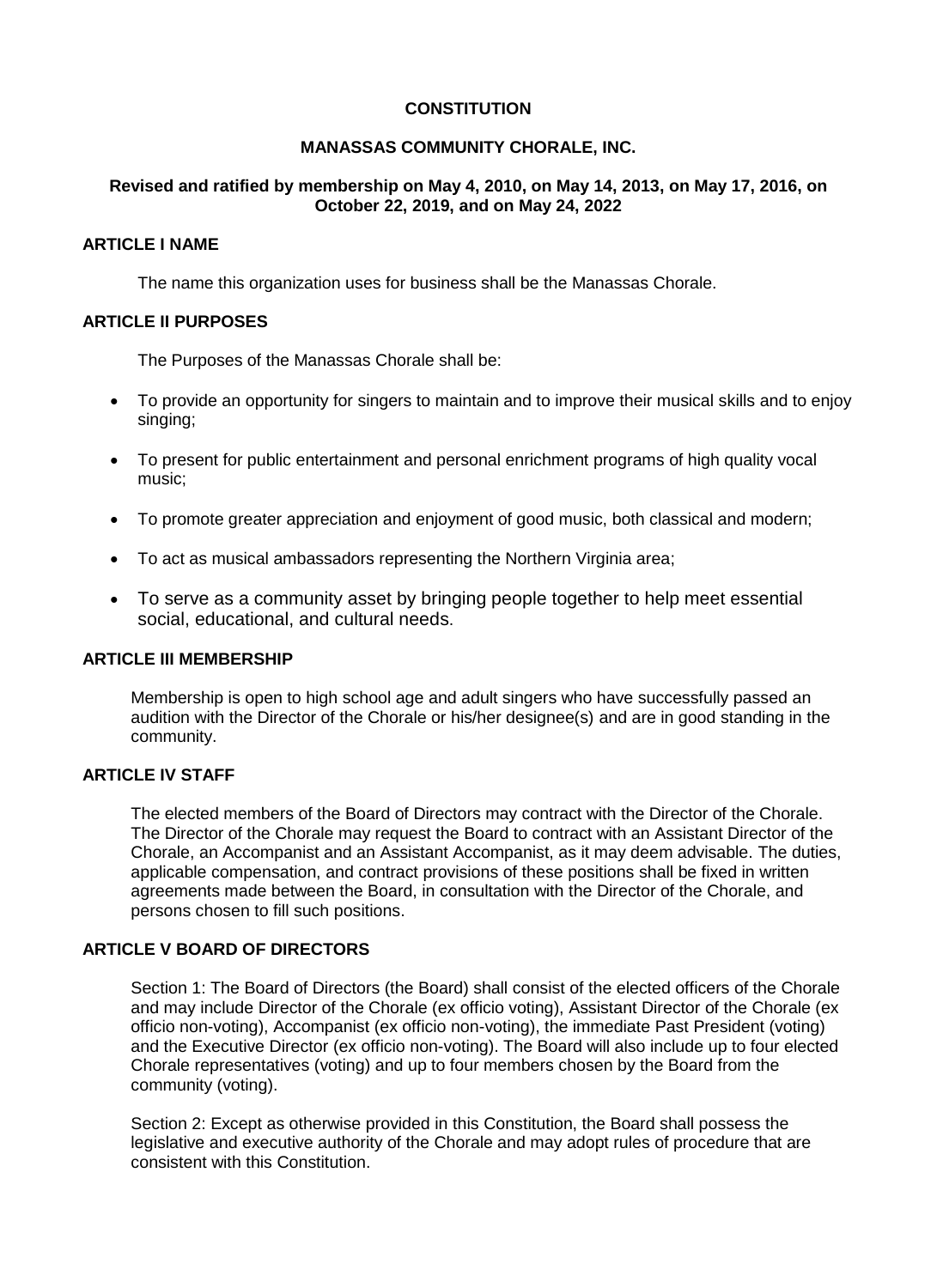# CONSTITUTION

## MANASSAS COMMUNITY CHORALE, INC.

**Revised and ratified by membership on May 4, 2010, on May 14, 2013, on May 17, 2016, on October 22, 2019, and on May 24, 2022**

### ARTICLE I NAME

The name this organization uses for business shall be the Manassas Chorale.

### ARTICLE II PURPOSES

The Purposes of the Manassas Chorale shall be:

- To provide an opportunity for singers to maintain and to improve their musical skills and to enjoy singing;
- To present for public entertainment and personal enrichment programs of high quality vocal music;
- To promote greater appreciation and enjoyment of good music, both classical and modern;
- To act as musical ambassadors representing the Northern Virginia area;
- To serve as a community asset by bringing people together to help meet essential social, educational, and cultural needs.

### ARTICLE III MEMBERSHIP

Membership is open to high school age and adult singers who have successfully passed an audition with the Director of the Chorale or his/her designee(s) and are in good standing in the community.

### ARTICLE IV STAFF

The elected members of the Board of Directors may contract with the Director of the Chorale. The Director of the Chorale may request the Board to contract with an Assistant Director of the Chorale, an Accompanist and an Assistant Accompanist, as it may deem advisable. The duties, applicable compensation, and contract provisions of these positions shall be fixed in written agreements made between the Board, in consultation with the Director of the Chorale, and persons chosen to fill such positions.

### ARTICLE V BOARD OF DIRECTORS

Section 1: The Board of Directors (the Board) shall consist of the elected officers of the Chorale and may include Director of the Chorale (ex officio voting), Assistant Director of the Chorale (ex officio non-voting), Accompanist (ex officio non-voting), the immediate Past President (voting) and the Executive Director (ex officio non-voting). The Board will also include up to four elected Chorale representatives (voting) and up to four members chosen by the Board from the community (voting).

Section 2: Except as otherwise provided in this Constitution, the Board shall possess the legislative and executive authority of the Chorale and may adopt rules of procedure that are consistent with this Constitution.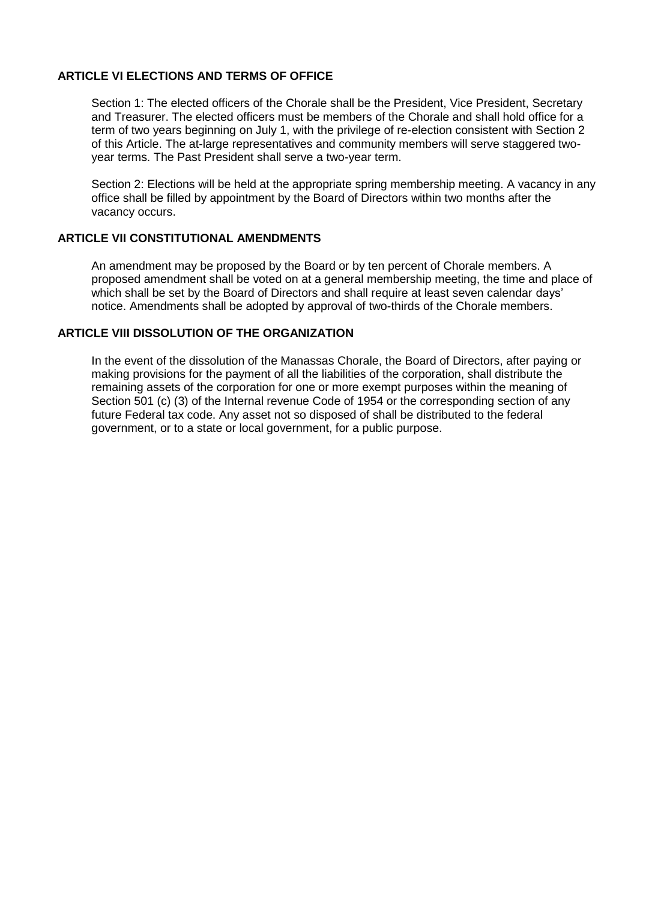## ARTICLE VI ELECTIONS AND TERMS OF OFFICE

Section 1: The elected officers of the Chorale shall be the President, Vice President, Secretary and Treasurer. The elected officers must be members of the Chorale and shall hold office for a term of two years beginning on July 1, with the privilege of re-election consistent with Section 2 of this Article. The at-large representatives and community members will serve staggered two-year terms. The Past President shall serve a two-year term.

Section 2: Elections will be held at the appropriate spring membership meeting. A vacancy in any office shall be filled by appointment by the Board of Directors within two months after the vacancy occurs.

## ARTICLE VII CONSTITUTIONAL AMENDMENTS

An amendment may be proposed by the Board or by ten percent of Chorale members. A proposed amendment shall be voted on at a general membership meeting, the time and place of which shall be set by the Board of Directors and shall require at least seven calendar days' notice. Amendments shall be adopted by approval of two-thirds of the Chorale members.

## ARTICLE VIII DISSOLUTION OF THE ORGANIZATION

In the event of the dissolution of the Manassas Chorale, the Board of Directors, after paying or making provisions for the payment of all the liabilities of the corporation, shall distribute the remaining assets of the corporation for one or more exempt purposes within the meaning of Section 501 (c) (3) of the Internal revenue Code of 1954 or the corresponding section of any future Federal tax code. Any asset not so disposed of shall be distributed to the federal government, or to a state or local government, for a public purpose.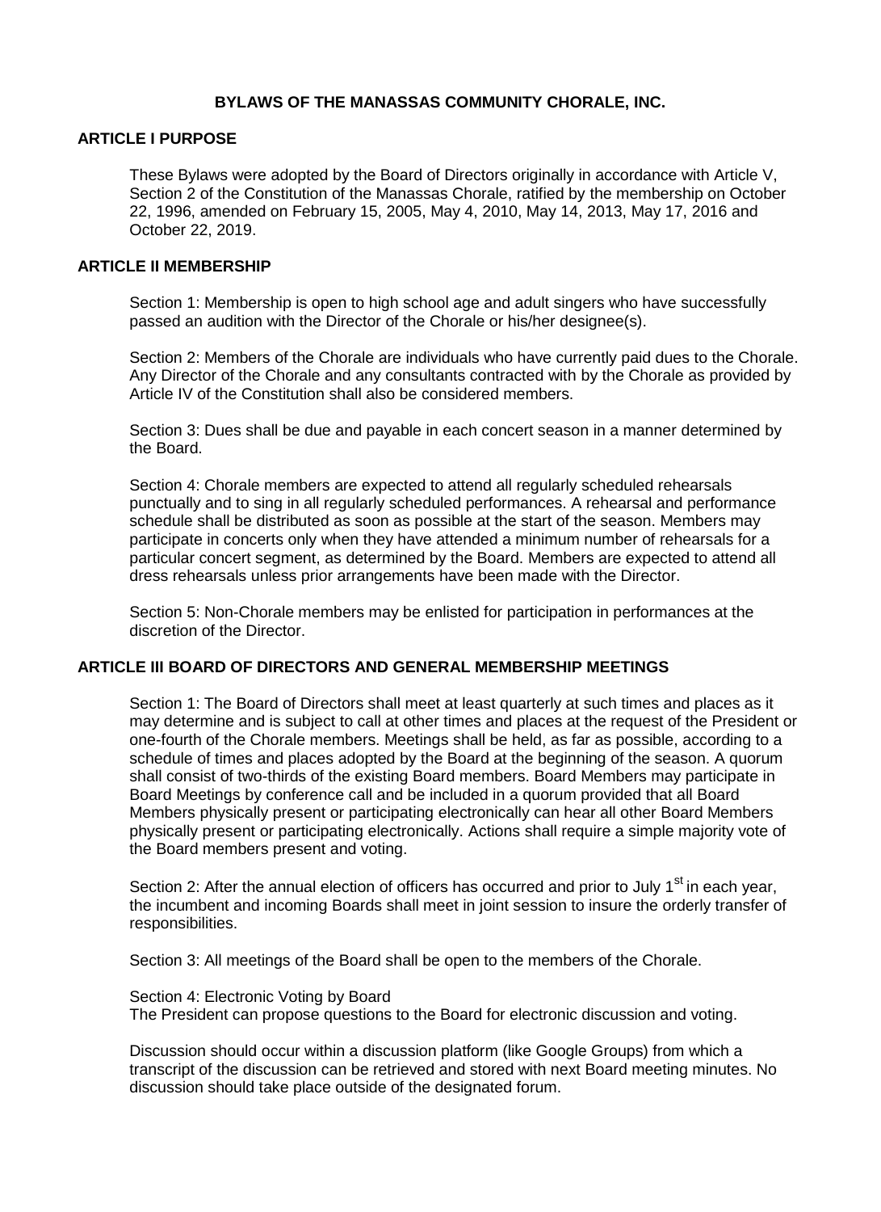**BYLAWS OF THE MANASSAS COMMUNITY CHORALE, INC.**

**ARTICLE I PURPOSE**

These Bylaws were adopted by the Board of Directors originally in accordance with Article V, Section 2 of the Constitution of the Manassas Chorale, ratified by the membership on October 22, 1996, amended on February 15, 2005, May 4, 2010, May 14, 2013, May 17, 2016 and October 22, 2019.

**ARTICLE II MEMBERSHIP**

Section 1: Membership is open to high school age and adult singers who have successfully passed an audition with the Director of the Chorale or his/her designee(s).

Section 2: Members of the Chorale are individuals who have currently paid dues to the Chorale. Any Director of the Chorale and any consultants contracted with by the Chorale as provided by Article IV of the Constitution shall also be considered members.

Section 3: Dues shall be due and payable in each concert season in a manner determined by the Board.

Section 4: Chorale members are expected to attend all regularly scheduled rehearsals punctually and to sing in all regularly scheduled performances. A rehearsal and performance schedule shall be distributed as soon as possible at the start of the season. Members may participate in concerts only when they have attended a minimum number of rehearsals for a particular concert segment, as determined by the Board. Members are expected to attend all dress rehearsals unless prior arrangements have been made with the Director.

Section 5: Non-Chorale members may be enlisted for participation in performances at the discretion of the Director.

**ARTICLE III BOARD OF DIRECTORS AND GENERAL MEMBERSHIP MEETINGS**

Section 1: The Board of Directors shall meet at least quarterly at such times and places as it may determine and is subject to call at other times and places at the request of the President or one-fourth of the Chorale members. Meetings shall be held, as far as possible, according to a schedule of times and places adopted by the Board at the beginning of the season. A quorum shall consist of two-thirds of the existing Board members. Board Members may participate in Board Meetings by conference call and be included in a quorum provided that all Board Members physically present or participating electronically can hear all other Board Members physically present or participating electronically. Actions shall require a simple majority vote of the Board members present and voting.

Section 2: After the annual election of officers has occurred and prior to July 1st in each year, the incumbent and incoming Boards shall meet in joint session to insure the orderly transfer of responsibilities.

Section 3: All meetings of the Board shall be open to the members of the Chorale.

Section 4: Electronic Voting by Board
The President can propose questions to the Board for electronic discussion and voting.

Discussion should occur within a discussion platform (like Google Groups) from which a transcript of the discussion can be retrieved and stored with next Board meeting minutes. No discussion should take place outside of the designated forum.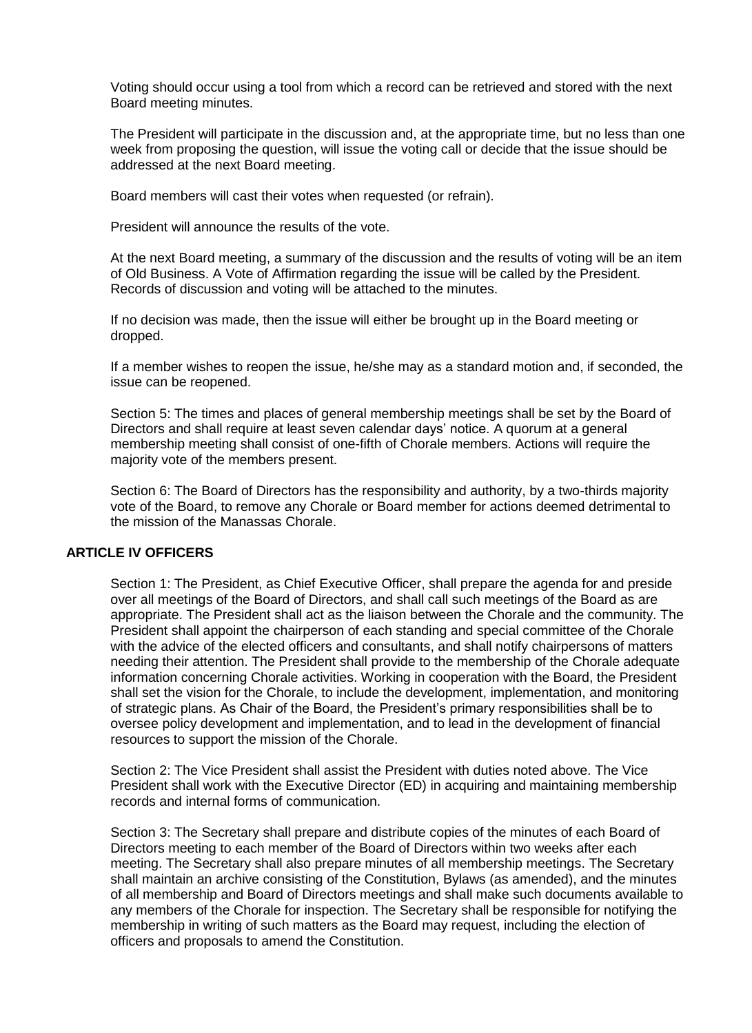Voting should occur using a tool from which a record can be retrieved and stored with the next Board meeting minutes.

The President will participate in the discussion and, at the appropriate time, but no less than one week from proposing the question, will issue the voting call or decide that the issue should be addressed at the next Board meeting.

Board members will cast their votes when requested (or refrain).

President will announce the results of the vote.

At the next Board meeting, a summary of the discussion and the results of voting will be an item of Old Business. A Vote of Affirmation regarding the issue will be called by the President. Records of discussion and voting will be attached to the minutes.

If no decision was made, then the issue will either be brought up in the Board meeting or dropped.

If a member wishes to reopen the issue, he/she may as a standard motion and, if seconded, the issue can be reopened.

Section 5: The times and places of general membership meetings shall be set by the Board of Directors and shall require at least seven calendar days' notice. A quorum at a general membership meeting shall consist of one-fifth of Chorale members. Actions will require the majority vote of the members present.

Section 6: The Board of Directors has the responsibility and authority, by a two-thirds majority vote of the Board, to remove any Chorale or Board member for actions deemed detrimental to the mission of the Manassas Chorale.

## ARTICLE IV OFFICERS

Section 1: The President, as Chief Executive Officer, shall prepare the agenda for and preside over all meetings of the Board of Directors, and shall call such meetings of the Board as are appropriate. The President shall act as the liaison between the Chorale and the community. The President shall appoint the chairperson of each standing and special committee of the Chorale with the advice of the elected officers and consultants, and shall notify chairpersons of matters needing their attention. The President shall provide to the membership of the Chorale adequate information concerning Chorale activities. Working in cooperation with the Board, the President shall set the vision for the Chorale, to include the development, implementation, and monitoring of strategic plans. As Chair of the Board, the President's primary responsibilities shall be to oversee policy development and implementation, and to lead in the development of financial resources to support the mission of the Chorale.

Section 2: The Vice President shall assist the President with duties noted above. The Vice President shall work with the Executive Director (ED) in acquiring and maintaining membership records and internal forms of communication.

Section 3: The Secretary shall prepare and distribute copies of the minutes of each Board of Directors meeting to each member of the Board of Directors within two weeks after each meeting. The Secretary shall also prepare minutes of all membership meetings. The Secretary shall maintain an archive consisting of the Constitution, Bylaws (as amended), and the minutes of all membership and Board of Directors meetings and shall make such documents available to any members of the Chorale for inspection. The Secretary shall be responsible for notifying the membership in writing of such matters as the Board may request, including the election of officers and proposals to amend the Constitution.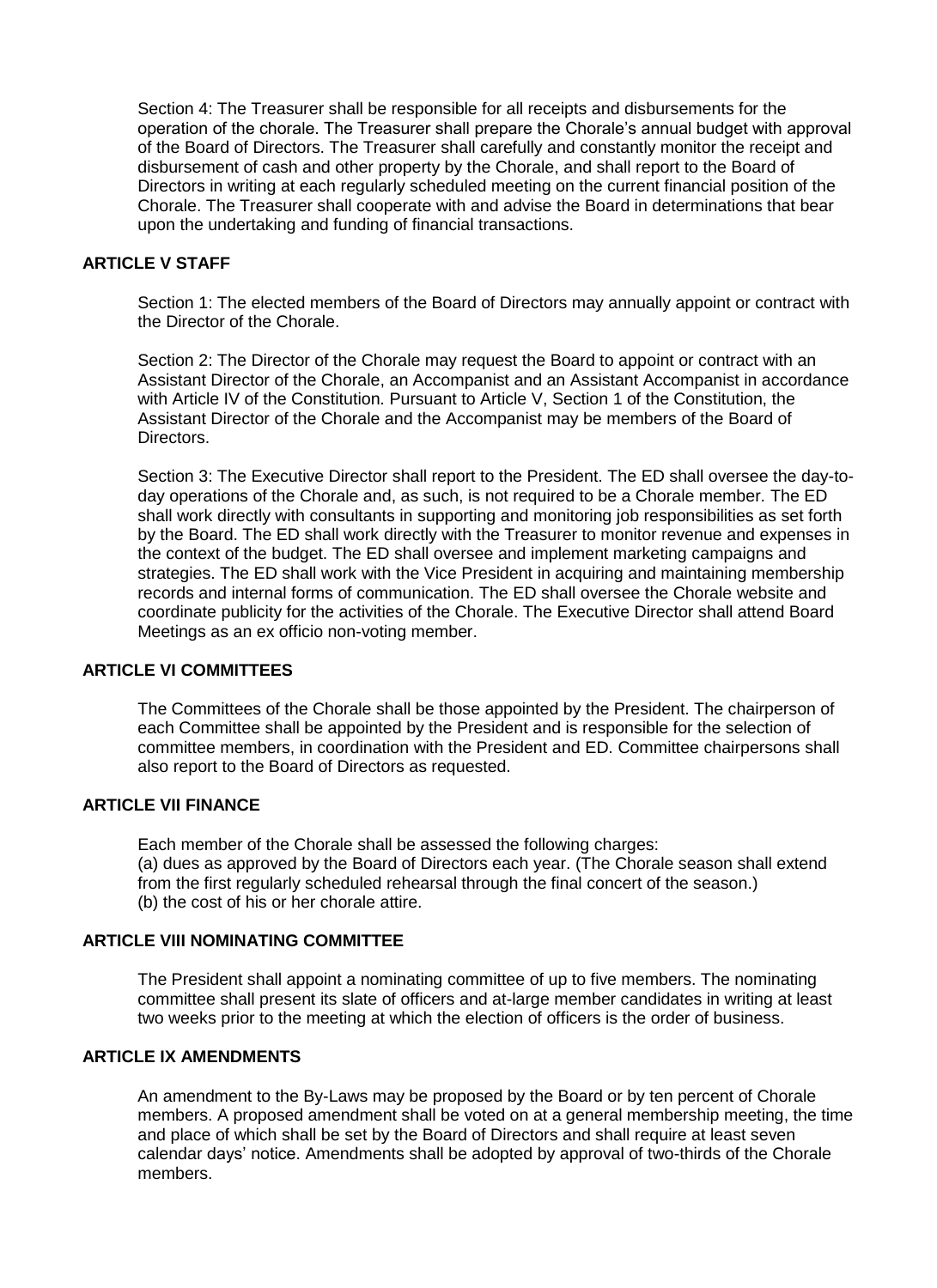Section 4: The Treasurer shall be responsible for all receipts and disbursements for the operation of the chorale. The Treasurer shall prepare the Chorale's annual budget with approval of the Board of Directors. The Treasurer shall carefully and constantly monitor the receipt and disbursement of cash and other property by the Chorale, and shall report to the Board of Directors in writing at each regularly scheduled meeting on the current financial position of the Chorale. The Treasurer shall cooperate with and advise the Board in determinations that bear upon the undertaking and funding of financial transactions.

## ARTICLE V STAFF

Section 1: The elected members of the Board of Directors may annually appoint or contract with the Director of the Chorale.

Section 2: The Director of the Chorale may request the Board to appoint or contract with an Assistant Director of the Chorale, an Accompanist and an Assistant Accompanist in accordance with Article IV of the Constitution. Pursuant to Article V, Section 1 of the Constitution, the Assistant Director of the Chorale and the Accompanist may be members of the Board of Directors.

Section 3: The Executive Director shall report to the President. The ED shall oversee the day-to-day operations of the Chorale and, as such, is not required to be a Chorale member. The ED shall work directly with consultants in supporting and monitoring job responsibilities as set forth by the Board. The ED shall work directly with the Treasurer to monitor revenue and expenses in the context of the budget. The ED shall oversee and implement marketing campaigns and strategies. The ED shall work with the Vice President in acquiring and maintaining membership records and internal forms of communication. The ED shall oversee the Chorale website and coordinate publicity for the activities of the Chorale. The Executive Director shall attend Board Meetings as an ex officio non-voting member.

## ARTICLE VI COMMITTEES

The Committees of the Chorale shall be those appointed by the President. The chairperson of each Committee shall be appointed by the President and is responsible for the selection of committee members, in coordination with the President and ED. Committee chairpersons shall also report to the Board of Directors as requested.

## ARTICLE VII FINANCE

Each member of the Chorale shall be assessed the following charges:
(a) dues as approved by the Board of Directors each year. (The Chorale season shall extend from the first regularly scheduled rehearsal through the final concert of the season.)
(b) the cost of his or her chorale attire.

## ARTICLE VIII NOMINATING COMMITTEE

The President shall appoint a nominating committee of up to five members. The nominating committee shall present its slate of officers and at-large member candidates in writing at least two weeks prior to the meeting at which the election of officers is the order of business.

## ARTICLE IX AMENDMENTS

An amendment to the By-Laws may be proposed by the Board or by ten percent of Chorale members. A proposed amendment shall be voted on at a general membership meeting, the time and place of which shall be set by the Board of Directors and shall require at least seven calendar days' notice. Amendments shall be adopted by approval of two-thirds of the Chorale members.